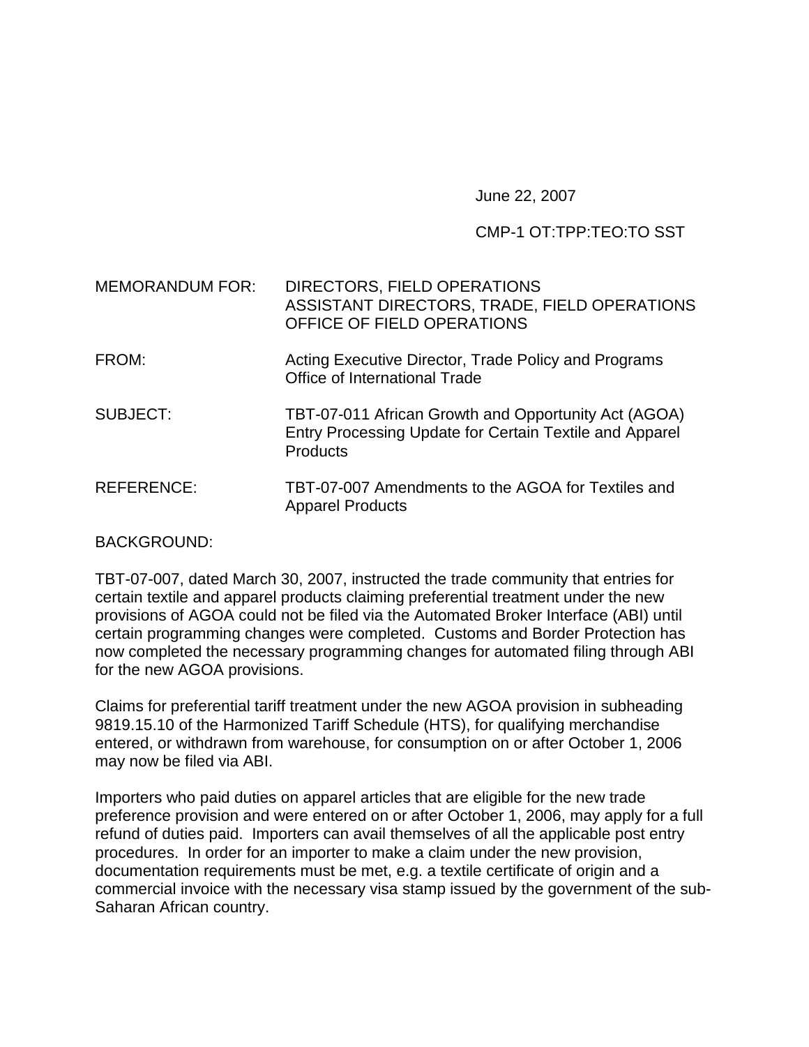June 22, 2007

CMP-1 OT:TPP:TEO:TO SST

MEMORANDUM FOR: DIRECTORS, FIELD OPERATIONS
ASSISTANT DIRECTORS, TRADE, FIELD OPERATIONS
OFFICE OF FIELD OPERATIONS

FROM: Acting Executive Director, Trade Policy and Programs
Office of International Trade

SUBJECT: TBT-07-011 African Growth and Opportunity Act (AGOA) Entry Processing Update for Certain Textile and Apparel Products

REFERENCE: TBT-07-007 Amendments to the AGOA for Textiles and Apparel Products

BACKGROUND:

TBT-07-007, dated March 30, 2007, instructed the trade community that entries for certain textile and apparel products claiming preferential treatment under the new provisions of AGOA could not be filed via the Automated Broker Interface (ABI) until certain programming changes were completed. Customs and Border Protection has now completed the necessary programming changes for automated filing through ABI for the new AGOA provisions.

Claims for preferential tariff treatment under the new AGOA provision in subheading 9819.15.10 of the Harmonized Tariff Schedule (HTS), for qualifying merchandise entered, or withdrawn from warehouse, for consumption on or after October 1, 2006 may now be filed via ABI.

Importers who paid duties on apparel articles that are eligible for the new trade preference provision and were entered on or after October 1, 2006, may apply for a full refund of duties paid. Importers can avail themselves of all the applicable post entry procedures. In order for an importer to make a claim under the new provision, documentation requirements must be met, e.g. a textile certificate of origin and a commercial invoice with the necessary visa stamp issued by the government of the sub-Saharan African country.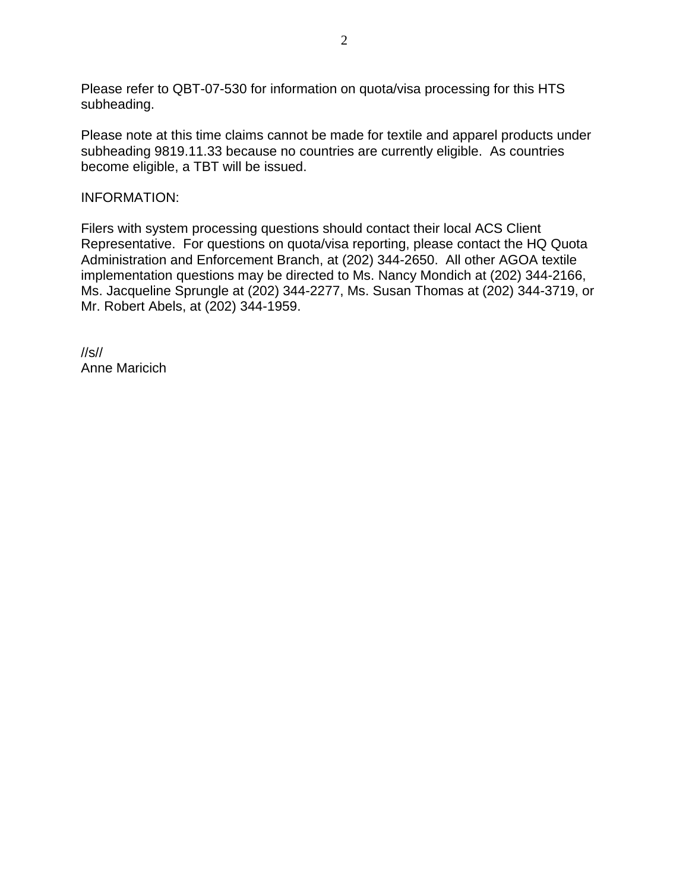Please refer to QBT-07-530 for information on quota/visa processing for this HTS subheading.

Please note at this time claims cannot be made for textile and apparel products under subheading 9819.11.33 because no countries are currently eligible.  As countries become eligible, a TBT will be issued.

INFORMATION:

Filers with system processing questions should contact their local ACS Client Representative.  For questions on quota/visa reporting, please contact the HQ Quota Administration and Enforcement Branch, at (202) 344-2650.  All other AGOA textile implementation questions may be directed to Ms. Nancy Mondich at (202) 344-2166, Ms. Jacqueline Sprungle at (202) 344-2277, Ms. Susan Thomas at (202) 344-3719, or Mr. Robert Abels, at (202) 344-1959.

//s//
Anne Maricich